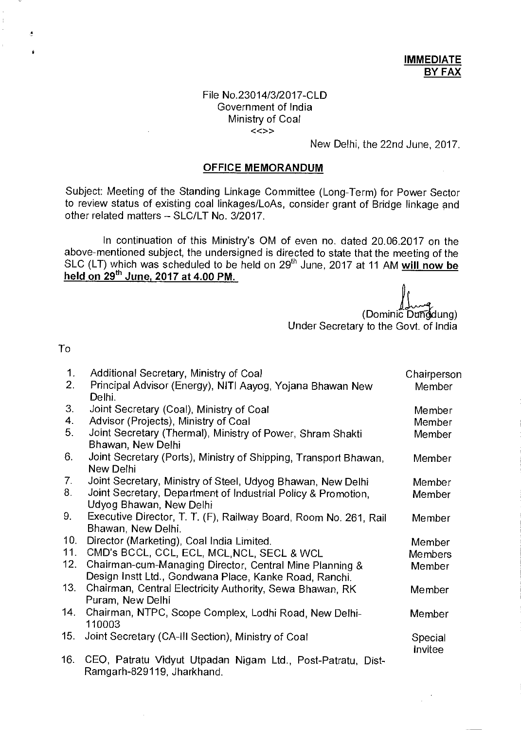**IMMEDIATE**
**BY FAX**

File No.23014/3/2017-CLD
Government of India
Ministry of Coal
<<>>

New Delhi, the 22nd June, 2017.

## OFFICE MEMORANDUM

Subject: Meeting of the Standing Linkage Committee (Long-Term) for Power Sector to review status of existing coal linkages/LoAs, consider grant of Bridge linkage and other related matters – SLC/LT No. 3/2017.

In continuation of this Ministry's OM of even no. dated 20.06.2017 on the above-mentioned subject, the undersigned is directed to state that the meeting of the SLC (LT) which was scheduled to be held on 29th June, 2017 at 11 AM **will now be held on 29th June, 2017 at 4.00 PM.**

(Dominic Dungdung)
Under Secretary to the Govt. of India

To

| No. | Addressee | Role |
|---|---|---|
| 1. | Additional Secretary, Ministry of Coal | Chairperson |
| 2. | Principal Advisor (Energy), NITI Aayog, Yojana Bhawan New Delhi. | Member |
| 3. | Joint Secretary (Coal), Ministry of Coal | Member |
| 4. | Advisor (Projects), Ministry of Coal | Member |
| 5. | Joint Secretary (Thermal), Ministry of Power, Shram Shakti Bhawan, New Delhi | Member |
| 6. | Joint Secretary (Ports), Ministry of Shipping, Transport Bhawan, New Delhi | Member |
| 7. | Joint Secretary, Ministry of Steel, Udyog Bhawan, New Delhi | Member |
| 8. | Joint Secretary, Department of Industrial Policy & Promotion, Udyog Bhawan, New Delhi | Member |
| 9. | Executive Director, T. T. (F), Railway Board, Room No. 261, Rail Bhawan, New Delhi. | Member |
| 10. | Director (Marketing), Coal India Limited. | Member |
| 11. | CMD's BCCL, CCL, ECL, MCL,NCL, SECL & WCL | Members |
| 12. | Chairman-cum-Managing Director, Central Mine Planning & Design Instt Ltd., Gondwana Place, Kanke Road, Ranchi. | Member |
| 13. | Chairman, Central Electricity Authority, Sewa Bhawan, RK Puram, New Delhi | Member |
| 14. | Chairman, NTPC, Scope Complex, Lodhi Road, New Delhi-110003 | Member |
| 15. | Joint Secretary (CA-III Section), Ministry of Coal | Special Invitee |
| 16. | CEO, Patratu Vidyut Utpadan Nigam Ltd., Post-Patratu, Dist-Ramgarh-829119, Jharkhand. | |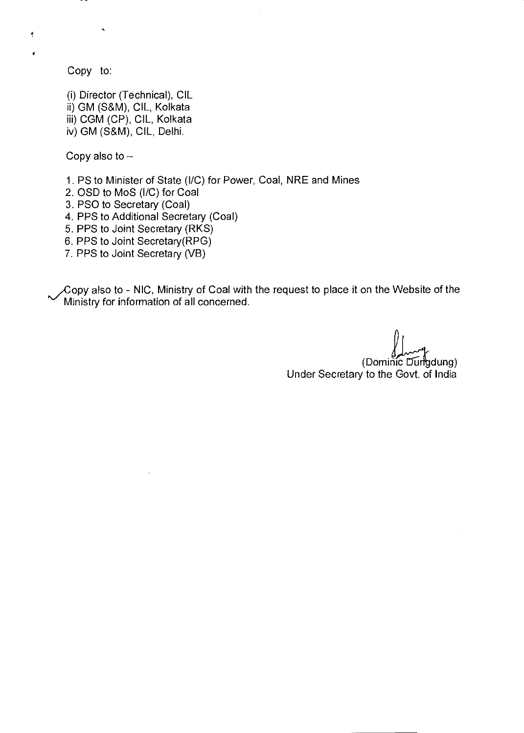Copy to:

(i) Director (Technical), CIL
ii) GM (S&M), CIL, Kolkata
iii) CGM (CP), CIL, Kolkata
iv) GM (S&M), CIL, Delhi.

Copy also to –

1. PS to Minister of State (I/C) for Power, Coal, NRE and Mines
2. OSD to MoS (I/C) for Coal
3. PSO to Secretary (Coal)
4. PPS to Additional Secretary (Coal)
5. PPS to Joint Secretary (RKS)
6. PPS to Joint Secretary(RPG)
7. PPS to Joint Secretary (VB)

Copy also to - NIC, Ministry of Coal with the request to place it on the Website of the Ministry for information of all concerned.

(Dominic Dungdung)
Under Secretary to the Govt. of India